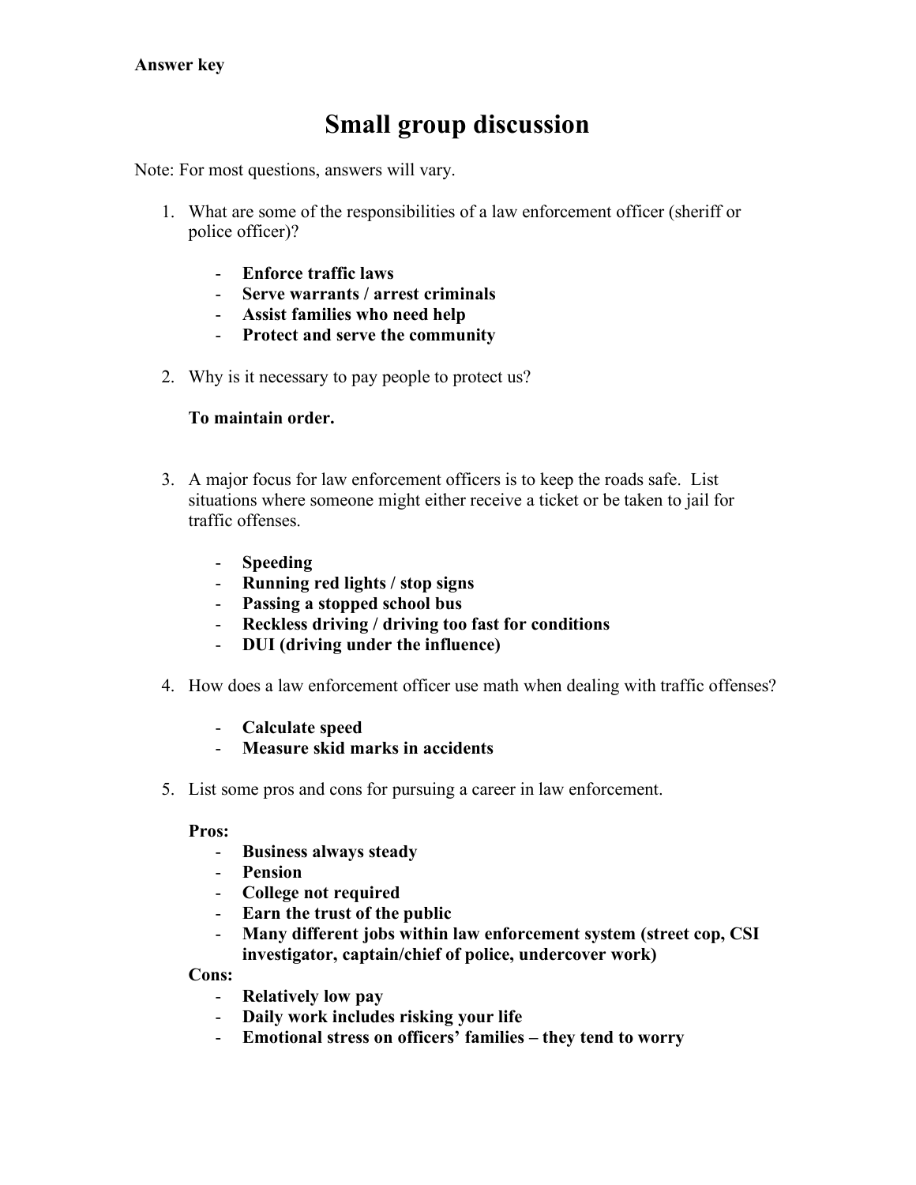**Answer key**

# Small group discussion

Note: For most questions, answers will vary.

1. What are some of the responsibilities of a law enforcement officer (sheriff or police officer)?

   - **Enforce traffic laws**
   - **Serve warrants / arrest criminals**
   - **Assist families who need help**
   - **Protect and serve the community**

2. Why is it necessary to pay people to protect us?

   **To maintain order.**

3. A major focus for law enforcement officers is to keep the roads safe. List situations where someone might either receive a ticket or be taken to jail for traffic offenses.

   - **Speeding**
   - **Running red lights / stop signs**
   - **Passing a stopped school bus**
   - **Reckless driving / driving too fast for conditions**
   - **DUI (driving under the influence)**

4. How does a law enforcement officer use math when dealing with traffic offenses?

   - **Calculate speed**
   - **Measure skid marks in accidents**

5. List some pros and cons for pursuing a career in law enforcement.

   **Pros:**
   - **Business always steady**
   - **Pension**
   - **College not required**
   - **Earn the trust of the public**
   - **Many different jobs within law enforcement system (street cop, CSI investigator, captain/chief of police, undercover work)**

   **Cons:**
   - **Relatively low pay**
   - **Daily work includes risking your life**
   - **Emotional stress on officers' families – they tend to worry**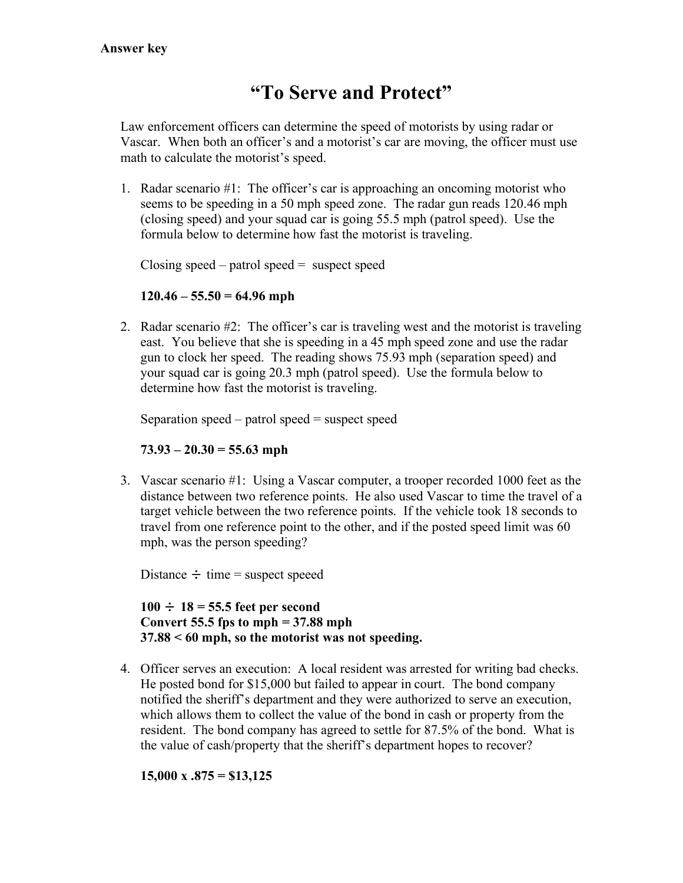**Answer key**

# "To Serve and Protect"

Law enforcement officers can determine the speed of motorists by using radar or Vascar. When both an officer's and a motorist's car are moving, the officer must use math to calculate the motorist's speed.

1. Radar scenario #1: The officer's car is approaching an oncoming motorist who seems to be speeding in a 50 mph speed zone. The radar gun reads 120.46 mph (closing speed) and your squad car is going 55.5 mph (patrol speed). Use the formula below to determine how fast the motorist is traveling.

   Closing speed – patrol speed = suspect speed

   **120.46 – 55.50 = 64.96 mph**

2. Radar scenario #2: The officer's car is traveling west and the motorist is traveling east. You believe that she is speeding in a 45 mph speed zone and use the radar gun to clock her speed. The reading shows 75.93 mph (separation speed) and your squad car is going 20.3 mph (patrol speed). Use the formula below to determine how fast the motorist is traveling.

   Separation speed – patrol speed = suspect speed

   **73.93 – 20.30 = 55.63 mph**

3. Vascar scenario #1: Using a Vascar computer, a trooper recorded 1000 feet as the distance between two reference points. He also used Vascar to time the travel of a target vehicle between the two reference points. If the vehicle took 18 seconds to travel from one reference point to the other, and if the posted speed limit was 60 mph, was the person speeding?

   Distance ÷ time = suspect speeed

   **100 ÷ 18 = 55.5 feet per second**
   **Convert 55.5 fps to mph = 37.88 mph**
   **37.88 < 60 mph, so the motorist was not speeding.**

4. Officer serves an execution: A local resident was arrested for writing bad checks. He posted bond for $15,000 but failed to appear in court. The bond company notified the sheriff's department and they were authorized to serve an execution, which allows them to collect the value of the bond in cash or property from the resident. The bond company has agreed to settle for 87.5% of the bond. What is the value of cash/property that the sheriff's department hopes to recover?

   **15,000 x .875 = $13,125**